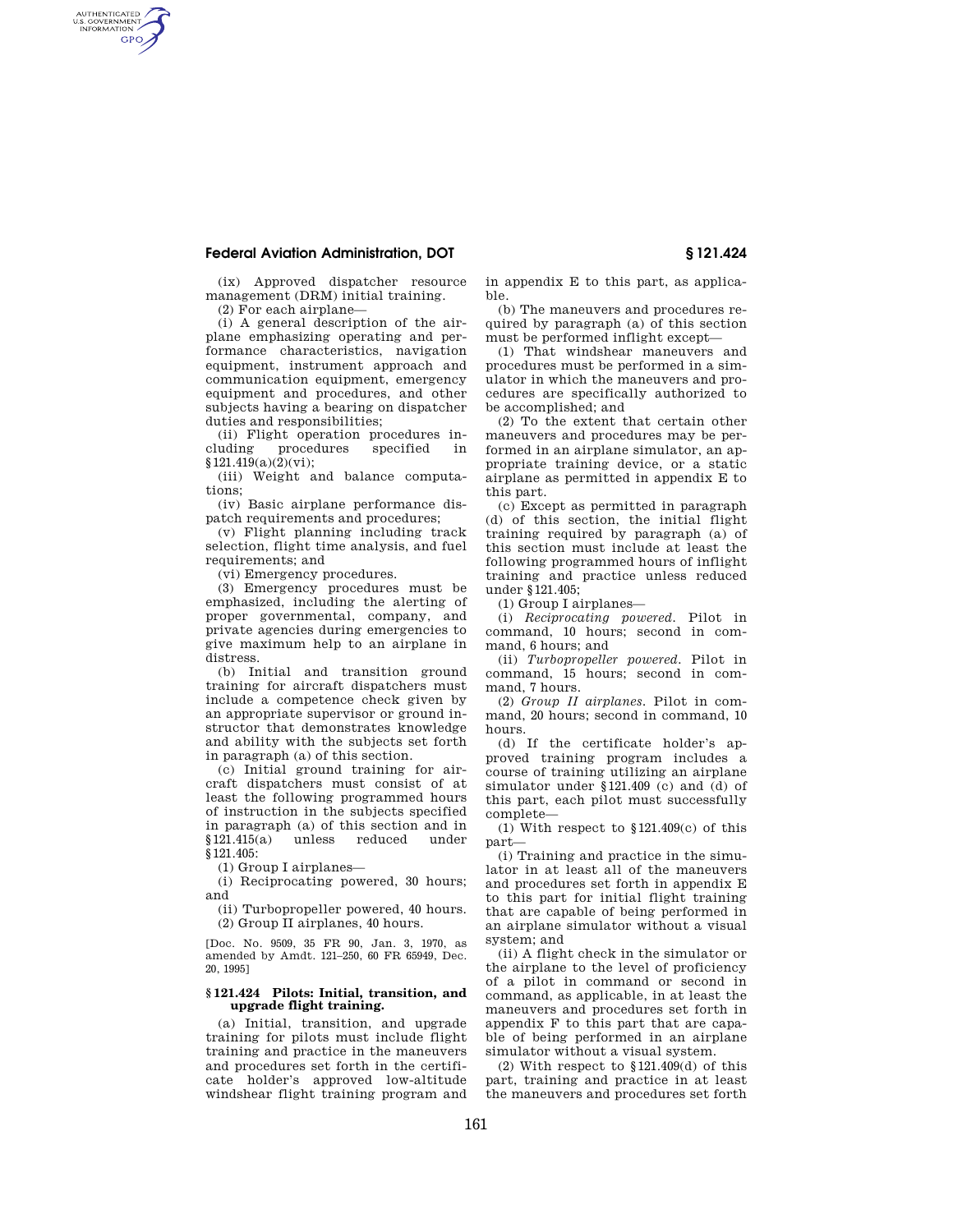(ix) Approved dispatcher resource management (DRM) initial training.

(2) For each airplane—

(i) A general description of the airplane emphasizing operating and performance characteristics, navigation equipment, instrument approach and communication equipment, emergency equipment and procedures, and other subjects having a bearing on dispatcher duties and responsibilities;

(ii) Flight operation procedures including procedures specified in §121.419(a)(2)(vi);

(iii) Weight and balance computations;

(iv) Basic airplane performance dispatch requirements and procedures;

(v) Flight planning including track selection, flight time analysis, and fuel requirements; and

(vi) Emergency procedures.

(3) Emergency procedures must be emphasized, including the alerting of proper governmental, company, and private agencies during emergencies to give maximum help to an airplane in distress.

(b) Initial and transition ground training for aircraft dispatchers must include a competence check given by an appropriate supervisor or ground instructor that demonstrates knowledge and ability with the subjects set forth in paragraph (a) of this section.

(c) Initial ground training for aircraft dispatchers must consist of at least the following programmed hours of instruction in the subjects specified in paragraph (a) of this section and in §121.415(a) unless reduced under §121.405:

(1) Group I airplanes—

(i) Reciprocating powered, 30 hours; and

(ii) Turbopropeller powered, 40 hours.

(2) Group II airplanes, 40 hours.

[Doc. No. 9509, 35 FR 90, Jan. 3, 1970, as amended by Amdt. 121–250, 60 FR 65949, Dec. 20, 1995]

## §121.424 Pilots: Initial, transition, and upgrade flight training.

(a) Initial, transition, and upgrade training for pilots must include flight training and practice in the maneuvers and procedures set forth in the certificate holder's approved low-altitude windshear flight training program and in appendix E to this part, as applicable.

(b) The maneuvers and procedures required by paragraph (a) of this section must be performed inflight except—

(1) That windshear maneuvers and procedures must be performed in a simulator in which the maneuvers and procedures are specifically authorized to be accomplished; and

(2) To the extent that certain other maneuvers and procedures may be performed in an airplane simulator, an appropriate training device, or a static airplane as permitted in appendix E to this part.

(c) Except as permitted in paragraph (d) of this section, the initial flight training required by paragraph (a) of this section must include at least the following programmed hours of inflight training and practice unless reduced under §121.405;

(1) Group I airplanes—

(i) *Reciprocating powered.* Pilot in command, 10 hours; second in command, 6 hours; and

(ii) *Turbopropeller powered.* Pilot in command, 15 hours; second in command, 7 hours.

(2) *Group II airplanes.* Pilot in command, 20 hours; second in command, 10 hours.

(d) If the certificate holder's approved training program includes a course of training utilizing an airplane simulator under §121.409 (c) and (d) of this part, each pilot must successfully complete—

(1) With respect to §121.409(c) of this part—

(i) Training and practice in the simulator in at least all of the maneuvers and procedures set forth in appendix E to this part for initial flight training that are capable of being performed in an airplane simulator without a visual system; and

(ii) A flight check in the simulator or the airplane to the level of proficiency of a pilot in command or second in command, as applicable, in at least the maneuvers and procedures set forth in appendix F to this part that are capable of being performed in an airplane simulator without a visual system.

(2) With respect to §121.409(d) of this part, training and practice in at least the maneuvers and procedures set forth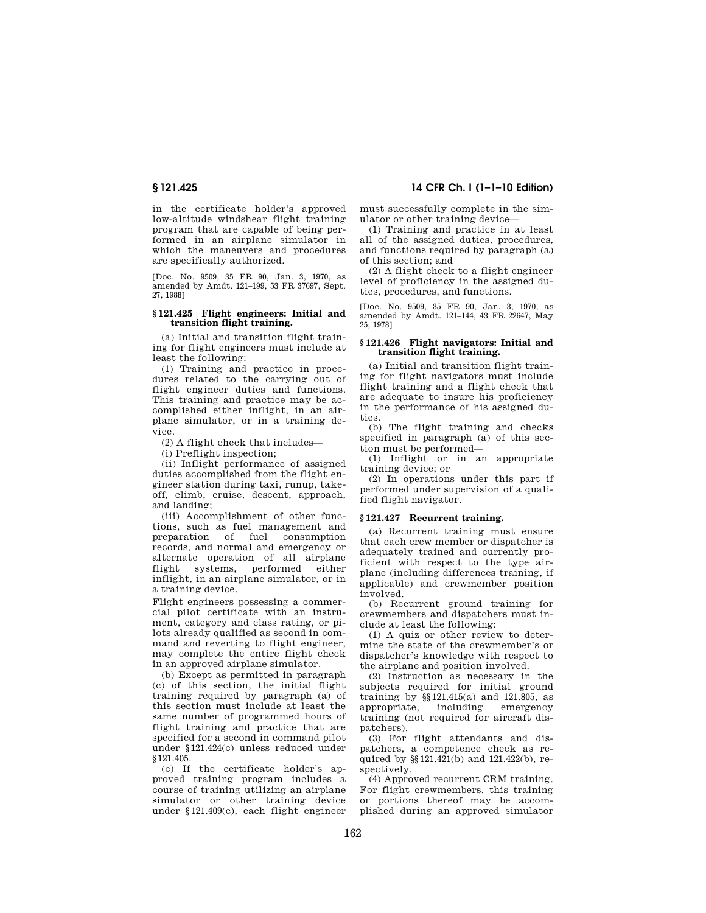in the certificate holder's approved low-altitude windshear flight training program that are capable of being performed in an airplane simulator in which the maneuvers and procedures are specifically authorized.

[Doc. No. 9509, 35 FR 90, Jan. 3, 1970, as amended by Amdt. 121–199, 53 FR 37697, Sept. 27, 1988]

### § 121.425 Flight engineers: Initial and transition flight training.

(a) Initial and transition flight training for flight engineers must include at least the following:

(1) Training and practice in procedures related to the carrying out of flight engineer duties and functions. This training and practice may be accomplished either inflight, in an airplane simulator, or in a training device.

(2) A flight check that includes—

(i) Preflight inspection;

(ii) Inflight performance of assigned duties accomplished from the flight engineer station during taxi, runup, takeoff, climb, cruise, descent, approach, and landing;

(iii) Accomplishment of other functions, such as fuel management and preparation of fuel consumption records, and normal and emergency or alternate operation of all airplane flight systems, performed either inflight, in an airplane simulator, or in a training device.

Flight engineers possessing a commercial pilot certificate with an instrument, category and class rating, or pilots already qualified as second in command and reverting to flight engineer, may complete the entire flight check in an approved airplane simulator.

(b) Except as permitted in paragraph (c) of this section, the initial flight training required by paragraph (a) of this section must include at least the same number of programmed hours of flight training and practice that are specified for a second in command pilot under §121.424(c) unless reduced under §121.405.

(c) If the certificate holder's approved training program includes a course of training utilizing an airplane simulator or other training device under §121.409(c), each flight engineer must successfully complete in the simulator or other training device—

(1) Training and practice in at least all of the assigned duties, procedures, and functions required by paragraph (a) of this section; and

(2) A flight check to a flight engineer level of proficiency in the assigned duties, procedures, and functions.

[Doc. No. 9509, 35 FR 90, Jan. 3, 1970, as amended by Amdt. 121–144, 43 FR 22647, May 25, 1978]

### § 121.426 Flight navigators: Initial and transition flight training.

(a) Initial and transition flight training for flight navigators must include flight training and a flight check that are adequate to insure his proficiency in the performance of his assigned duties.

(b) The flight training and checks specified in paragraph (a) of this section must be performed—

(1) Inflight or in an appropriate training device; or

(2) In operations under this part if performed under supervision of a qualified flight navigator.

### § 121.427 Recurrent training.

(a) Recurrent training must ensure that each crew member or dispatcher is adequately trained and currently proficient with respect to the type airplane (including differences training, if applicable) and crewmember position involved.

(b) Recurrent ground training for crewmembers and dispatchers must include at least the following:

(1) A quiz or other review to determine the state of the crewmember's or dispatcher's knowledge with respect to the airplane and position involved.

(2) Instruction as necessary in the subjects required for initial ground training by §§121.415(a) and 121.805, as appropriate, including emergency training (not required for aircraft dispatchers).

(3) For flight attendants and dispatchers, a competence check as required by §§121.421(b) and 121.422(b), respectively.

(4) Approved recurrent CRM training. For flight crewmembers, this training or portions thereof may be accomplished during an approved simulator